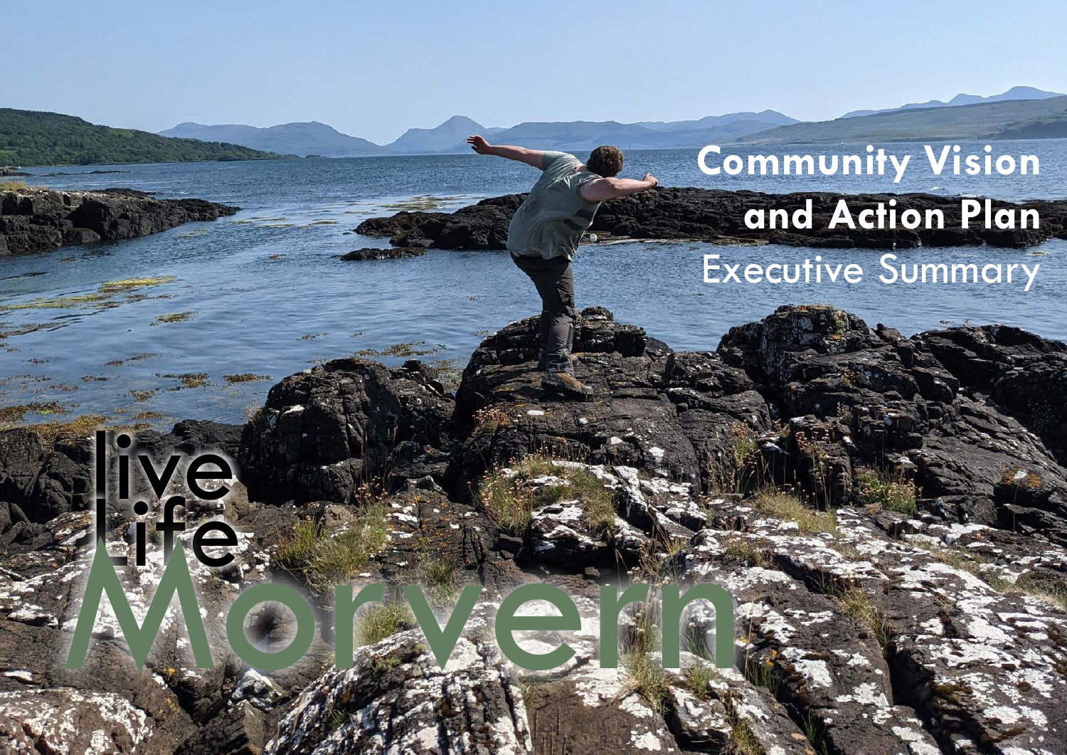# Community Vision and Action Plan

## Executive Summary

live life Morvern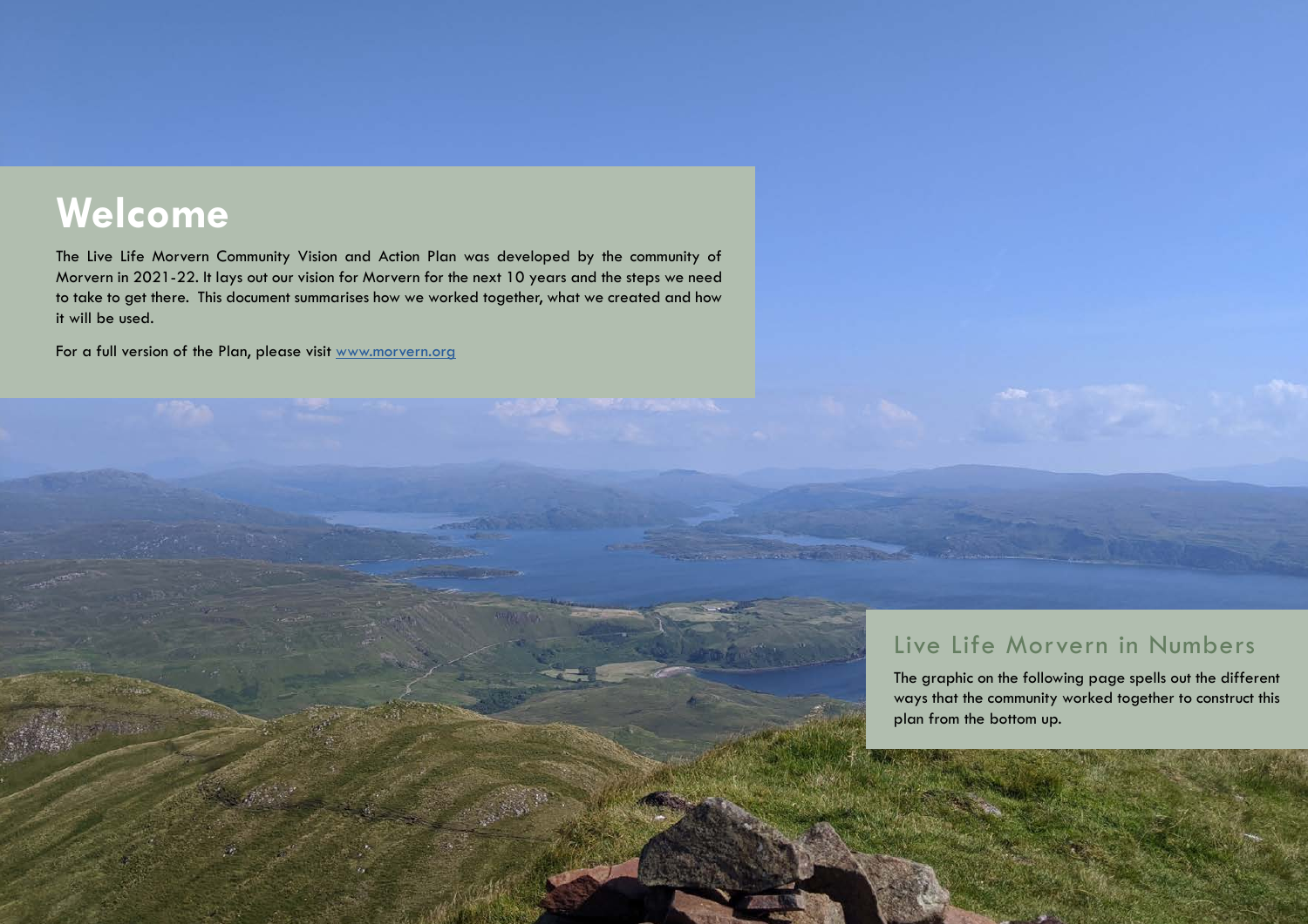# Welcome

The Live Life Morvern Community Vision and Action Plan was developed by the community of Morvern in 2021-22. It lays out our vision for Morvern for the next 10 years and the steps we need to take to get there. This document summarises how we worked together, what we created and how it will be used.

For a full version of the Plan, please visit [www.morvern.org](http://www.morvern.org)

## Live Life Morvern in Numbers

The graphic on the following page spells out the different ways that the community worked together to construct this plan from the bottom up.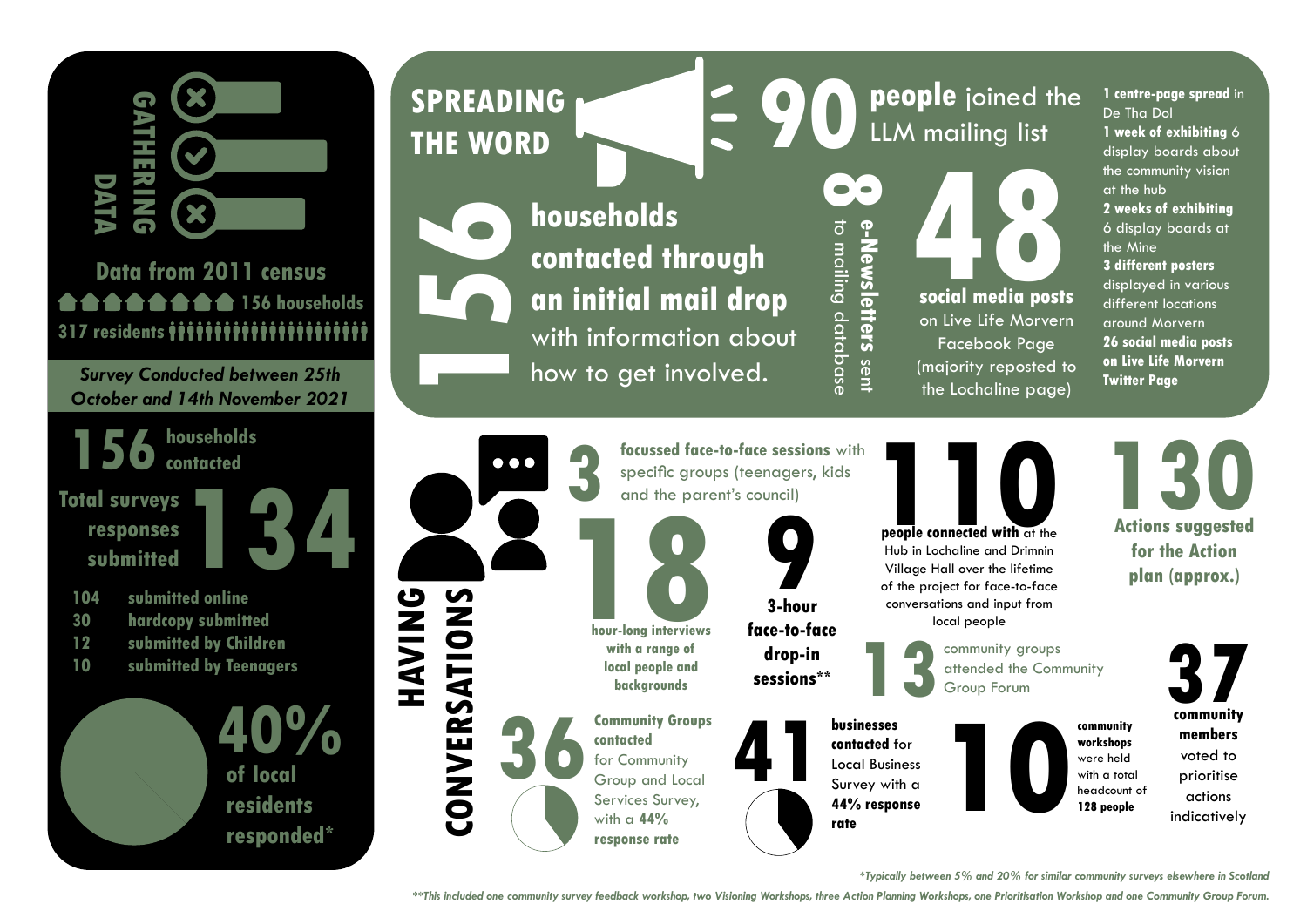## GATHERING DATA

**Data from 2011 census**

156 households

317 residents

*Survey Conducted between 25th October and 14th November 2021*

**156** households contacted

Total surveys responses submitted **134**

| | |
|---|---|
| 104 | submitted online |
| 30 | hardcopy submitted |
| 12 | submitted by Children |
| 10 | submitted by Teenagers |

**40%** of local residents responded*

## SPREADING THE WORD

**90 people** joined the LLM mailing list

**156 households contacted through an initial mail drop** with information about how to get involved.

**8 e-Newsletters** sent to mailing database

**48 social media posts** on Live Life Morvern Facebook Page (majority reposted to the Lochaline page)

**1 centre-page spread** in De Tha Dol
**1 week of exhibiting** 6 display boards about the community vision at the hub
**2 weeks of exhibiting** 6 display boards at the Mine
**3 different posters** displayed in various different locations around Morvern
**26 social media posts on Live Life Morvern Twitter Page**

## HAVING CONVERSATIONS

**3 focussed face-to-face sessions** with specific groups (teenagers, kids and the parent's council)

**18 hour-long interviews with a range of local people and backgrounds**

**9 3-hour face-to-face drop-in sessions****

**110 people connected with** at the Hub in Lochaline and Drimnin Village Hall over the lifetime of the project for face-to-face conversations and input from local people

**130 Actions suggested for the Action plan (approx.)**

**13** community groups attended the Community Group Forum

**36 Community Groups contacted** for Community Group and Local Services Survey, with a **44% response rate**

**41 businesses contacted** for Local Business Survey with a **44% response rate**

**10 community workshops** were held with a total headcount of **128 people**

**37 community members** voted to prioritise actions indicatively

*\*Typically between 5% and 20% for similar community surveys elsewhere in Scotland*

*\*\*This included one community survey feedback workshop, two Visioning Workshops, three Action Planning Workshops, one Prioritisation Workshop and one Community Group Forum.*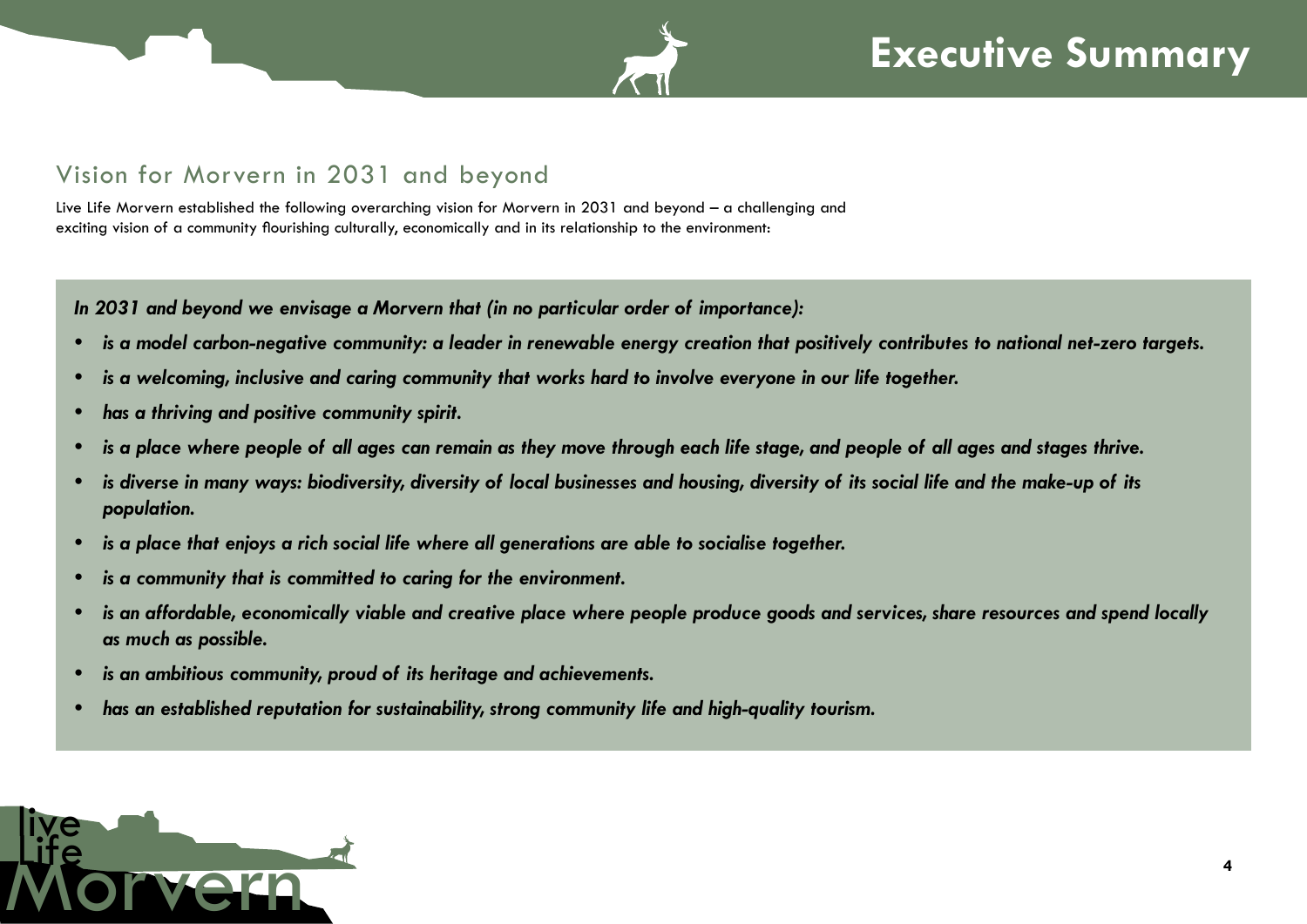# Executive Summary

## Vision for Morvern in 2031 and beyond

Live Life Morvern established the following overarching vision for Morvern in 2031 and beyond – a challenging and exciting vision of a community flourishing culturally, economically and in its relationship to the environment:

***In 2031 and beyond we envisage a Morvern that (in no particular order of importance):***

- ***is a model carbon-negative community: a leader in renewable energy creation that positively contributes to national net-zero targets.***
- ***is a welcoming, inclusive and caring community that works hard to involve everyone in our life together.***
- ***has a thriving and positive community spirit.***
- ***is a place where people of all ages can remain as they move through each life stage, and people of all ages and stages thrive.***
- ***is diverse in many ways: biodiversity, diversity of local businesses and housing, diversity of its social life and the make-up of its population.***
- ***is a place that enjoys a rich social life where all generations are able to socialise together.***
- ***is a community that is committed to caring for the environment.***
- ***is an affordable, economically viable and creative place where people produce goods and services, share resources and spend locally as much as possible.***
- ***is an ambitious community, proud of its heritage and achievements.***
- ***has an established reputation for sustainability, strong community life and high-quality tourism.***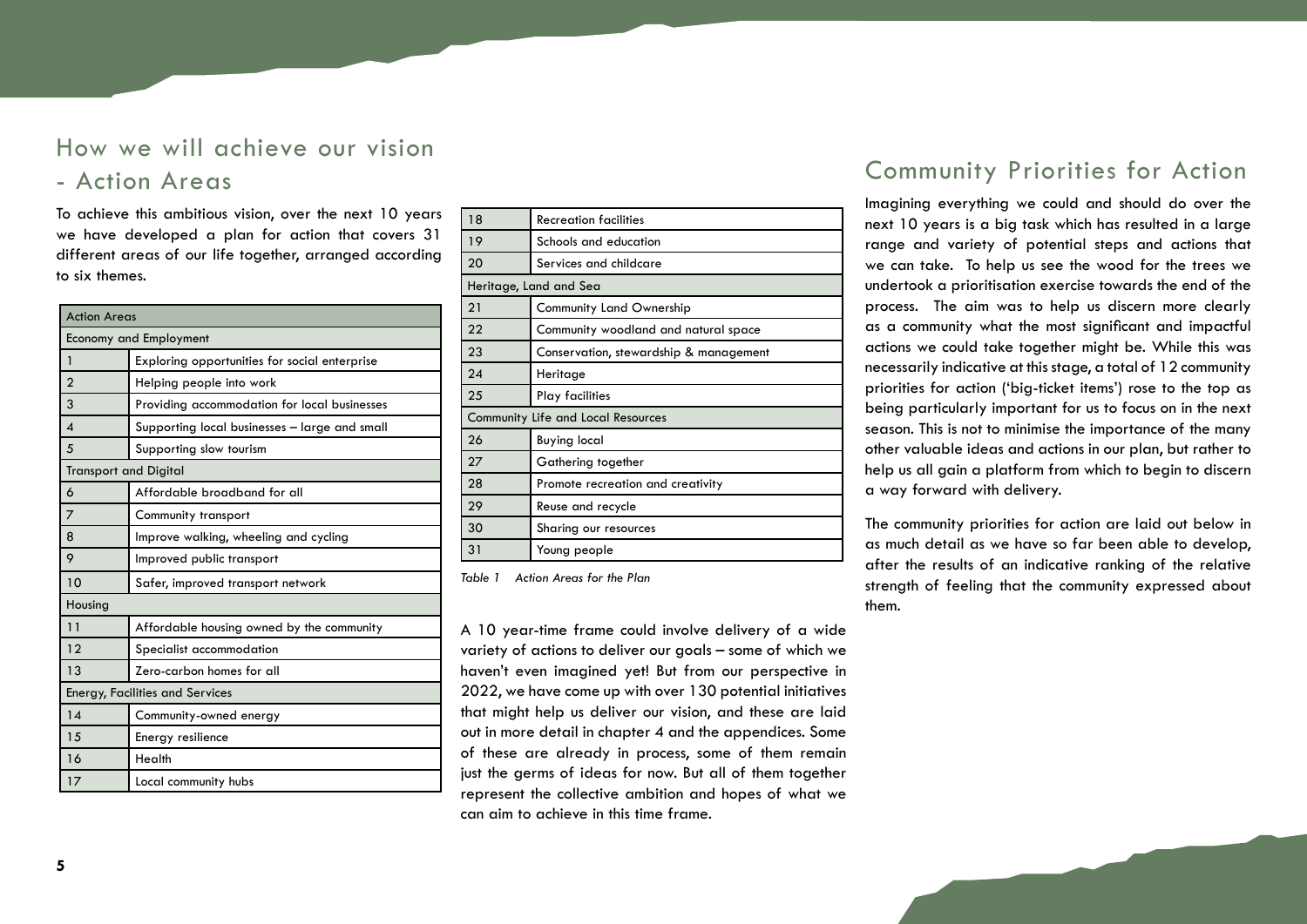## How we will achieve our vision - Action Areas

To achieve this ambitious vision, over the next 10 years we have developed a plan for action that covers 31 different areas of our life together, arranged according to six themes.

| Action Areas | |
|---|---|
| **Economy and Employment** | |
| 1 | Exploring opportunities for social enterprise |
| 2 | Helping people into work |
| 3 | Providing accommodation for local businesses |
| 4 | Supporting local businesses – large and small |
| 5 | Supporting slow tourism |
| **Transport and Digital** | |
| 6 | Affordable broadband for all |
| 7 | Community transport |
| 8 | Improve walking, wheeling and cycling |
| 9 | Improved public transport |
| 10 | Safer, improved transport network |
| **Housing** | |
| 11 | Affordable housing owned by the community |
| 12 | Specialist accommodation |
| 13 | Zero-carbon homes for all |
| **Energy, Facilities and Services** | |
| 14 | Community-owned energy |
| 15 | Energy resilience |
| 16 | Health |
| 17 | Local community hubs |
| 18 | Recreation facilities |
| 19 | Schools and education |
| 20 | Services and childcare |
| **Heritage, Land and Sea** | |
| 21 | Community Land Ownership |
| 22 | Community woodland and natural space |
| 23 | Conservation, stewardship & management |
| 24 | Heritage |
| 25 | Play facilities |
| **Community Life and Local Resources** | |
| 26 | Buying local |
| 27 | Gathering together |
| 28 | Promote recreation and creativity |
| 29 | Reuse and recycle |
| 30 | Sharing our resources |
| 31 | Young people |

*Table 1 Action Areas for the Plan*

A 10 year-time frame could involve delivery of a wide variety of actions to deliver our goals – some of which we haven't even imagined yet! But from our perspective in 2022, we have come up with over 130 potential initiatives that might help us deliver our vision, and these are laid out in more detail in chapter 4 and the appendices. Some of these are already in process, some of them remain just the germs of ideas for now. But all of them together represent the collective ambition and hopes of what we can aim to achieve in this time frame.

## Community Priorities for Action

Imagining everything we could and should do over the next 10 years is a big task which has resulted in a large range and variety of potential steps and actions that we can take. To help us see the wood for the trees we undertook a prioritisation exercise towards the end of the process. The aim was to help us discern more clearly as a community what the most significant and impactful actions we could take together might be. While this was necessarily indicative at this stage, a total of 12 community priorities for action ('big-ticket items') rose to the top as being particularly important for us to focus on in the next season. This is not to minimise the importance of the many other valuable ideas and actions in our plan, but rather to help us all gain a platform from which to begin to discern a way forward with delivery.

The community priorities for action are laid out below in as much detail as we have so far been able to develop, after the results of an indicative ranking of the relative strength of feeling that the community expressed about them.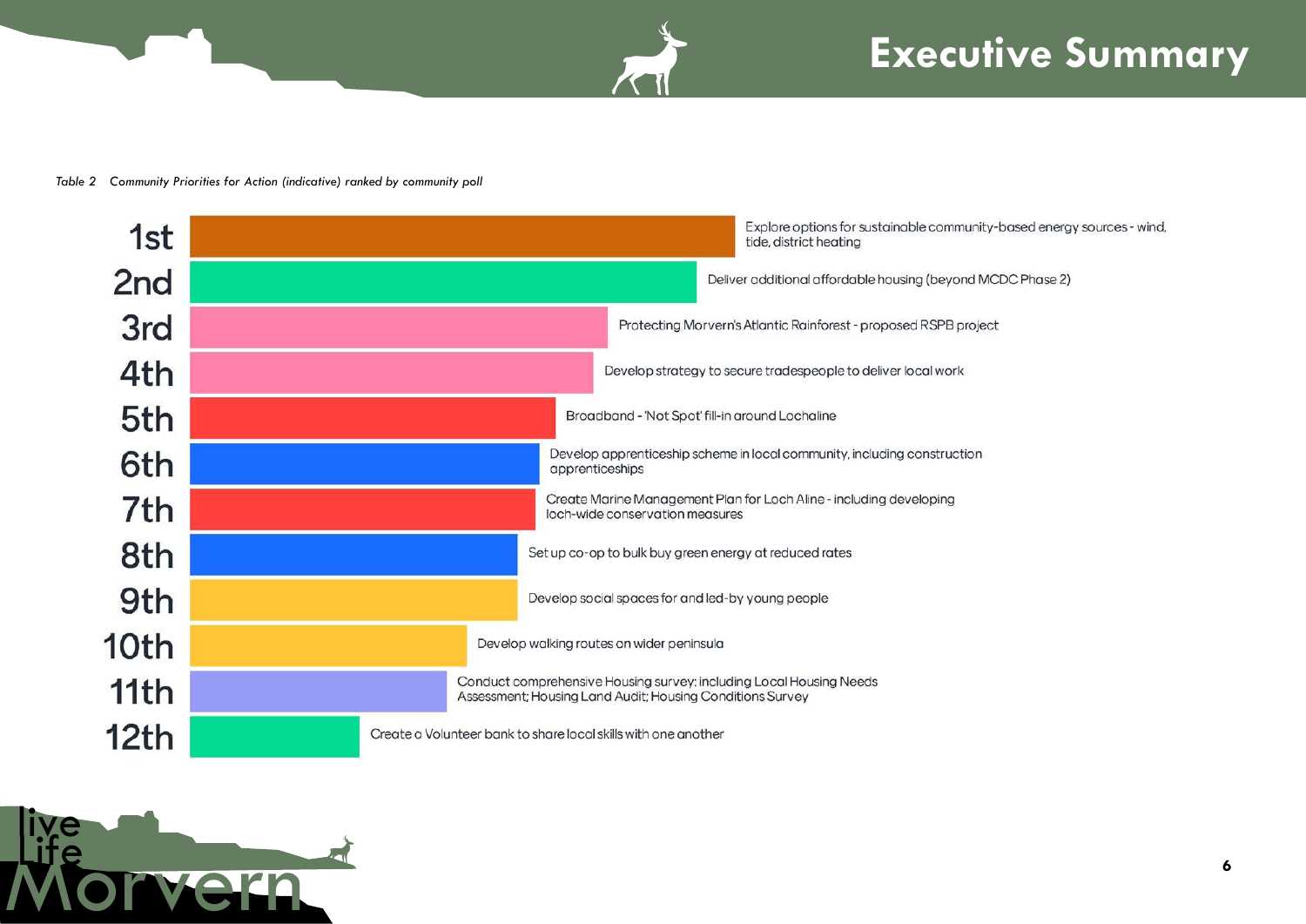# Executive Summary

*Table 2 Community Priorities for Action (indicative) ranked by community poll*

| Rank | Priority |
| --- | --- |
| 1st | Explore options for sustainable community-based energy sources - wind, tide, district heating |
| 2nd | Deliver additional affordable housing (beyond MCDC Phase 2) |
| 3rd | Protecting Morvern's Atlantic Rainforest - proposed RSPB project |
| 4th | Develop strategy to secure tradespeople to deliver local work |
| 5th | Broadband - 'Not Spot' fill-in around Lochaline |
| 6th | Develop apprenticeship scheme in local community, including construction apprenticeships |
| 7th | Create Marine Management Plan for Loch Aline - including developing loch-wide conservation measures |
| 8th | Set up co-op to bulk buy green energy at reduced rates |
| 9th | Develop social spaces for and led-by young people |
| 10th | Develop walking routes on wider peninsula |
| 11th | Conduct comprehensive Housing survey: including Local Housing Needs Assessment; Housing Land Audit; Housing Conditions Survey |
| 12th | Create a Volunteer bank to share local skills with one another |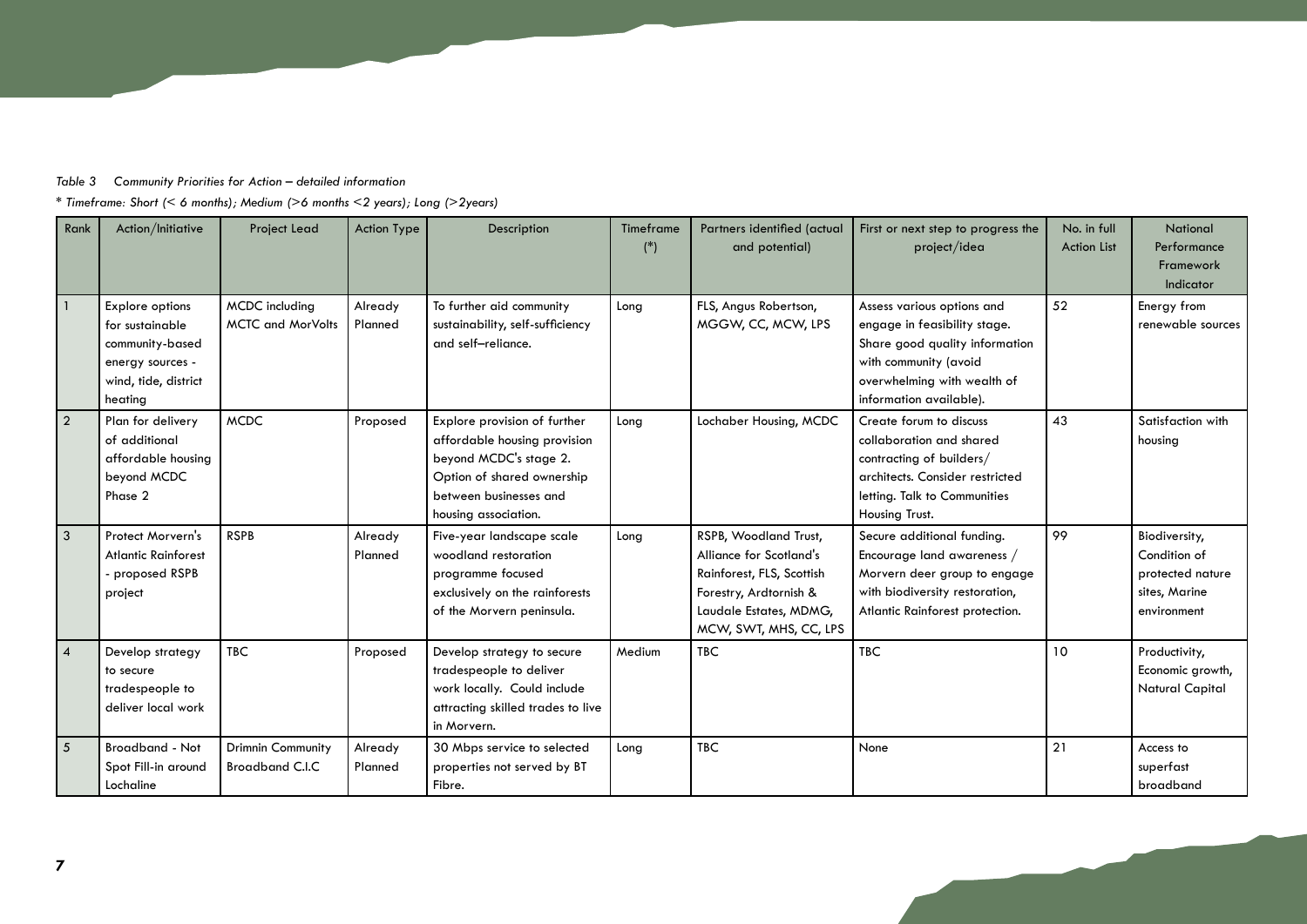*Table 3 Community Priorities for Action – detailed information*

*\* Timeframe: Short (< 6 months); Medium (>6 months <2 years); Long (>2years)*

| Rank | Action/Initiative | Project Lead | Action Type | Description | Timeframe (*) | Partners identified (actual and potential) | First or next step to progress the project/idea | No. in full Action List | National Performance Framework Indicator |
|---|---|---|---|---|---|---|---|---|---|
| 1 | Explore options for sustainable community-based energy sources - wind, tide, district heating | MCDC including MCTC and MorVolts | Already Planned | To further aid community sustainability, self-sufficiency and self–reliance. | Long | FLS, Angus Robertson, MGGW, CC, MCW, LPS | Assess various options and engage in feasibility stage. Share good quality information with community (avoid overwhelming with wealth of information available). | 52 | Energy from renewable sources |
| 2 | Plan for delivery of additional affordable housing beyond MCDC Phase 2 | MCDC | Proposed | Explore provision of further affordable housing provision beyond MCDC's stage 2. Option of shared ownership between businesses and housing association. | Long | Lochaber Housing, MCDC | Create forum to discuss collaboration and shared contracting of builders/ architects. Consider restricted letting. Talk to Communities Housing Trust. | 43 | Satisfaction with housing |
| 3 | Protect Morvern's Atlantic Rainforest - proposed RSPB project | RSPB | Already Planned | Five-year landscape scale woodland restoration programme focused exclusively on the rainforests of the Morvern peninsula. | Long | RSPB, Woodland Trust, Alliance for Scotland's Rainforest, FLS, Scottish Forestry, Ardtornish & Laudale Estates, MDMG, MCW, SWT, MHS, CC, LPS | Secure additional funding. Encourage land awareness / Morvern deer group to engage with biodiversity restoration, Atlantic Rainforest protection. | 99 | Biodiversity, Condition of protected nature sites, Marine environment |
| 4 | Develop strategy to secure tradespeople to deliver local work | TBC | Proposed | Develop strategy to secure tradespeople to deliver work locally. Could include attracting skilled trades to live in Morvern. | Medium | TBC | TBC | 10 | Productivity, Economic growth, Natural Capital |
| 5 | Broadband - Not Spot Fill-in around Lochaline | Drimnin Community Broadband C.I.C | Already Planned | 30 Mbps service to selected properties not served by BT Fibre. | Long | TBC | None | 21 | Access to superfast broadband |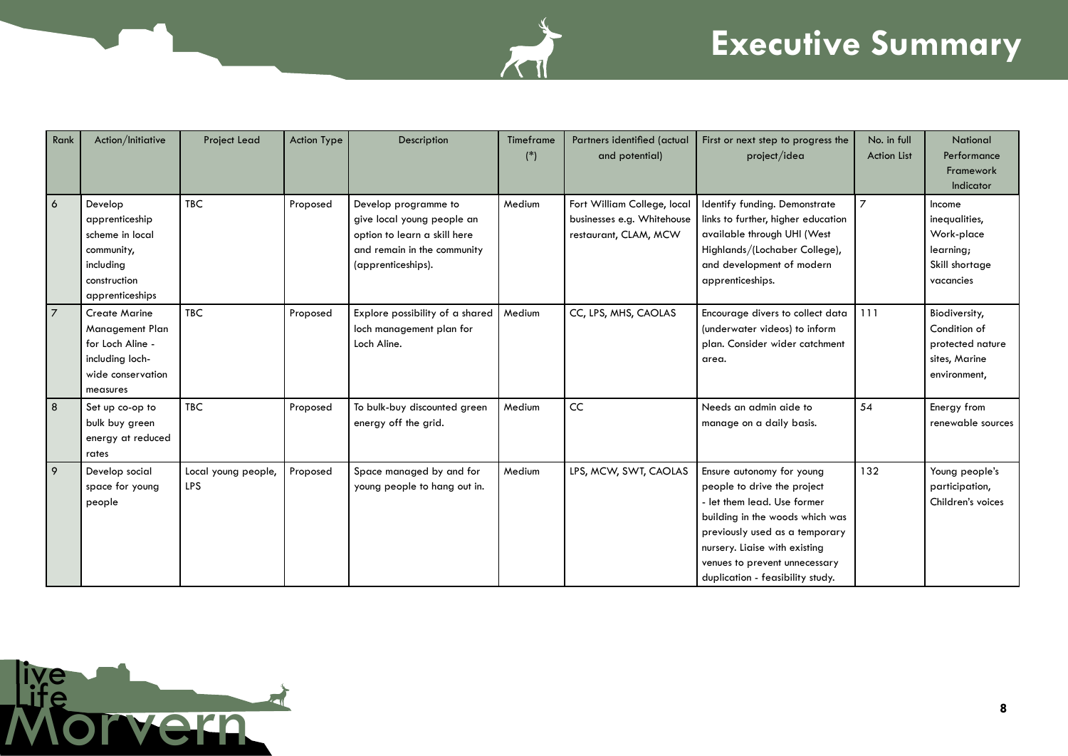# Executive Summary

| Rank | Action/Initiative | Project Lead | Action Type | Description | Timeframe (*) | Partners identified (actual and potential) | First or next step to progress the project/idea | No. in full Action List | National Performance Framework Indicator |
|---|---|---|---|---|---|---|---|---|---|
| 6 | Develop apprenticeship scheme in local community, including construction apprenticeships | TBC | Proposed | Develop programme to give local young people an option to learn a skill here and remain in the community (apprenticeships). | Medium | Fort William College, local businesses e.g. Whitehouse restaurant, CLAM, MCW | Identify funding. Demonstrate links to further, higher education available through UHI (West Highlands/(Lochaber College), and development of modern apprenticeships. | 7 | Income inequalities, Work-place learning; Skill shortage vacancies |
| 7 | Create Marine Management Plan for Loch Aline - including loch-wide conservation measures | TBC | Proposed | Explore possibility of a shared loch management plan for Loch Aline. | Medium | CC, LPS, MHS, CAOLAS | Encourage divers to collect data (underwater videos) to inform plan. Consider wider catchment area. | 111 | Biodiversity, Condition of protected nature sites, Marine environment, |
| 8 | Set up co-op to bulk buy green energy at reduced rates | TBC | Proposed | To bulk-buy discounted green energy off the grid. | Medium | CC | Needs an admin aide to manage on a daily basis. | 54 | Energy from renewable sources |
| 9 | Develop social space for young people | Local young people, LPS | Proposed | Space managed by and for young people to hang out in. | Medium | LPS, MCW, SWT, CAOLAS | Ensure autonomy for young people to drive the project - let them lead. Use former building in the woods which was previously used as a temporary nursery. Liaise with existing venues to prevent unnecessary duplication - feasibility study. | 132 | Young people's participation, Children's voices |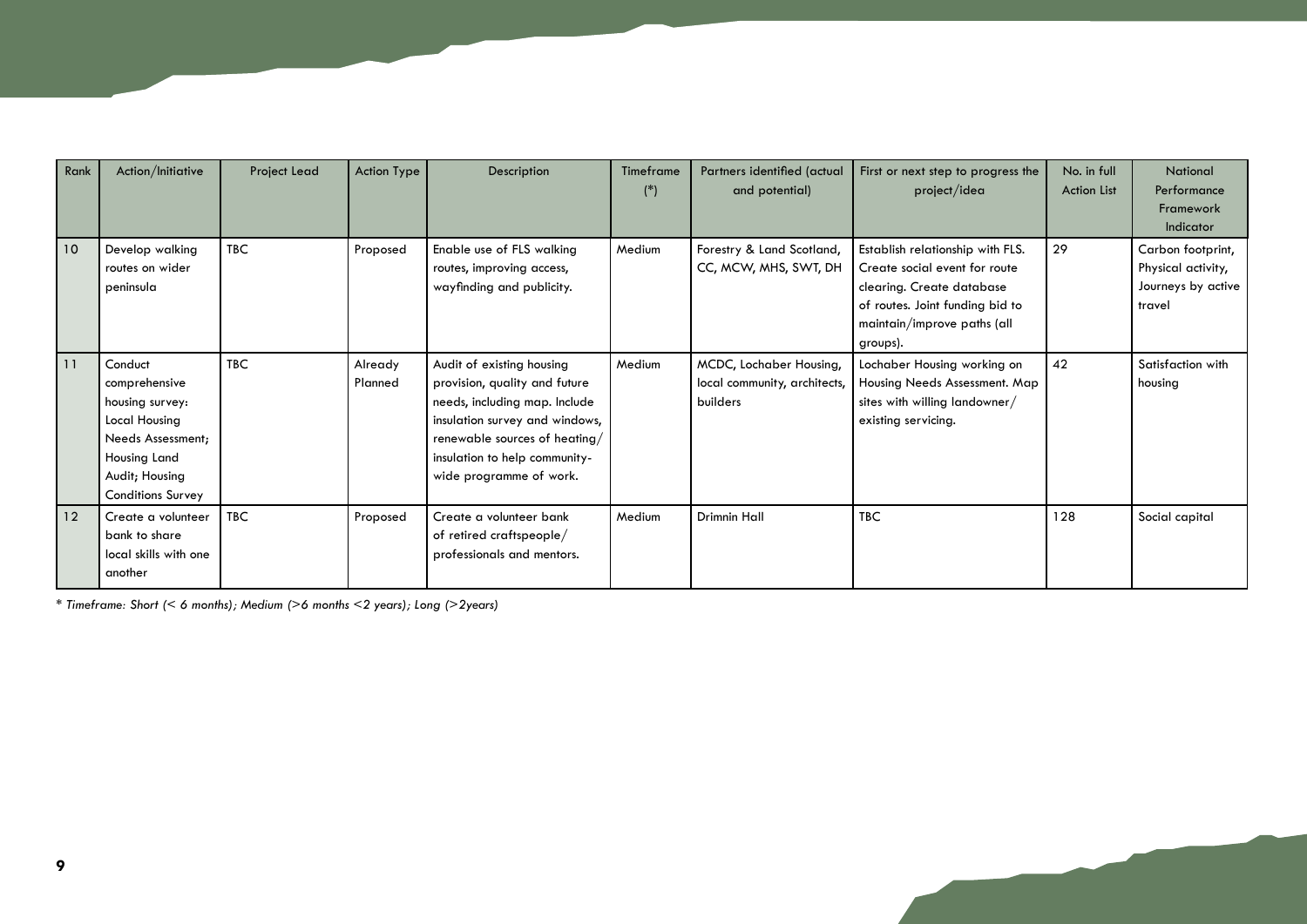| Rank | Action/Initiative | Project Lead | Action Type | Description | Timeframe (*) | Partners identified (actual and potential) | First or next step to progress the project/idea | No. in full Action List | National Performance Framework Indicator |
|---|---|---|---|---|---|---|---|---|---|
| 10 | Develop walking routes on wider peninsula | TBC | Proposed | Enable use of FLS walking routes, improving access, wayfinding and publicity. | Medium | Forestry & Land Scotland, CC, MCW, MHS, SWT, DH | Establish relationship with FLS. Create social event for route clearing. Create database of routes. Joint funding bid to maintain/improve paths (all groups). | 29 | Carbon footprint, Physical activity, Journeys by active travel |
| 11 | Conduct comprehensive housing survey: Local Housing Needs Assessment; Housing Land Audit; Housing Conditions Survey | TBC | Already Planned | Audit of existing housing provision, quality and future needs, including map. Include insulation survey and windows, renewable sources of heating/insulation to help community-wide programme of work. | Medium | MCDC, Lochaber Housing, local community, architects, builders | Lochaber Housing working on Housing Needs Assessment. Map sites with willing landowner/existing servicing. | 42 | Satisfaction with housing |
| 12 | Create a volunteer bank to share local skills with one another | TBC | Proposed | Create a volunteer bank of retired craftspeople/professionals and mentors. | Medium | Drimnin Hall | TBC | 128 | Social capital |

*\* Timeframe: Short (< 6 months); Medium (>6 months <2 years); Long (>2years)*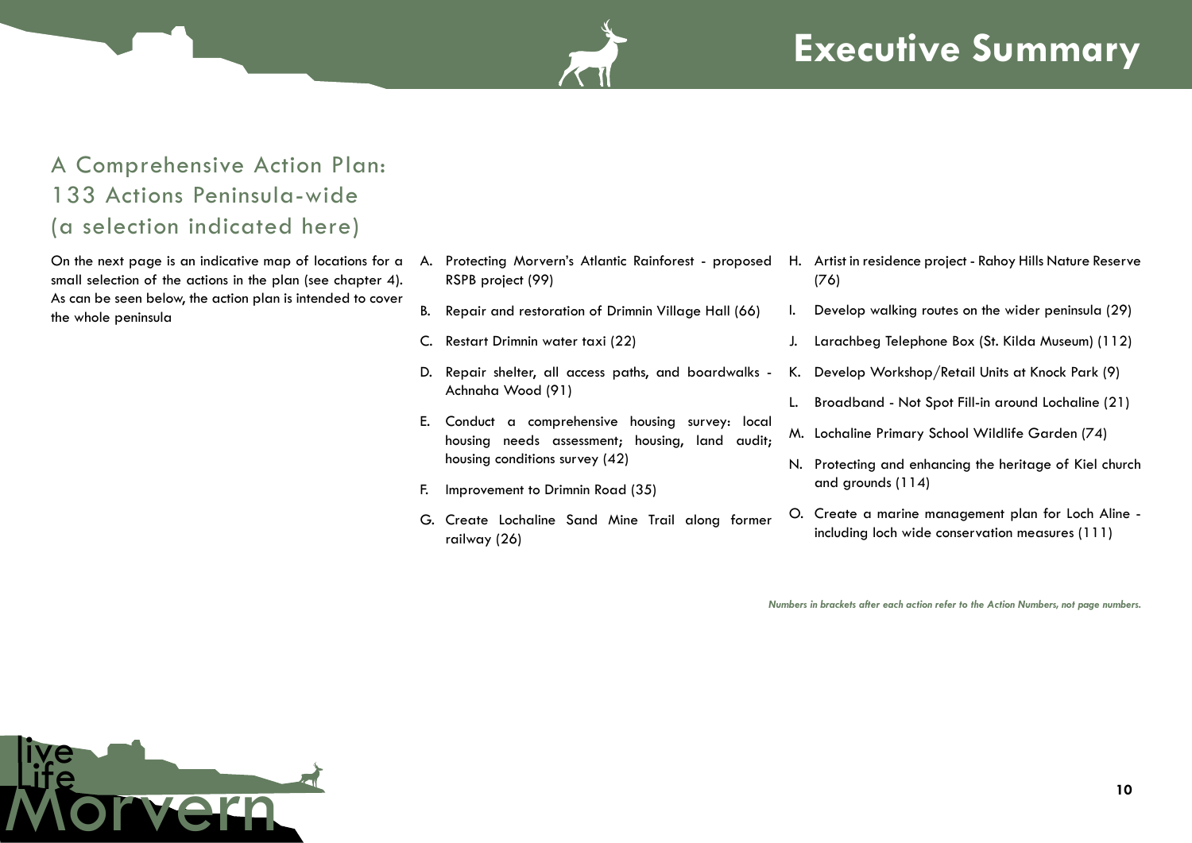# Executive Summary

## A Comprehensive Action Plan: 133 Actions Peninsula-wide (a selection indicated here)

On the next page is an indicative map of locations for a small selection of the actions in the plan (see chapter 4). As can be seen below, the action plan is intended to cover the whole peninsula

A. Protecting Morvern's Atlantic Rainforest - proposed RSPB project (99)

B. Repair and restoration of Drimnin Village Hall (66)

C. Restart Drimnin water taxi (22)

D. Repair shelter, all access paths, and boardwalks - Achnaha Wood (91)

E. Conduct a comprehensive housing survey: local housing needs assessment; housing, land audit; housing conditions survey (42)

F. Improvement to Drimnin Road (35)

G. Create Lochaline Sand Mine Trail along former railway (26)

H. Artist in residence project - Rahoy Hills Nature Reserve (76)

I. Develop walking routes on the wider peninsula (29)

J. Larachbeg Telephone Box (St. Kilda Museum) (112)

K. Develop Workshop/Retail Units at Knock Park (9)

L. Broadband - Not Spot Fill-in around Lochaline (21)

M. Lochaline Primary School Wildlife Garden (74)

N. Protecting and enhancing the heritage of Kiel church and grounds (114)

O. Create a marine management plan for Loch Aline - including loch wide conservation measures (111)

*Numbers in brackets after each action refer to the Action Numbers, not page numbers.*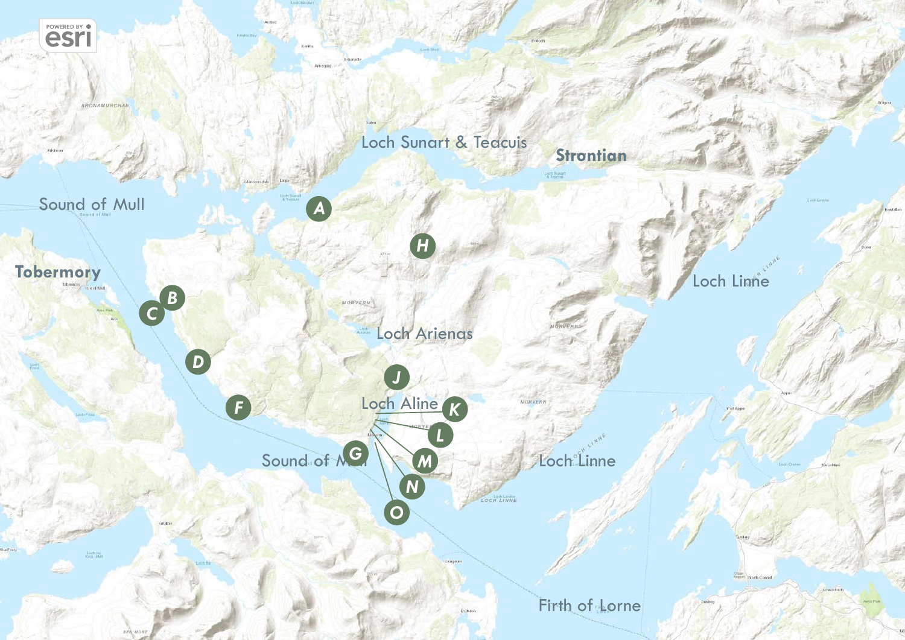POWERED BY esri

Loch Sunart & Teacuis

Strontian

Sound of Mull

Tobermory

Loch Linne

Loch Arienas

Loch Aline

Sound of Mull

Loch Linne

Firth of Lorne

A

B

C

D

F

G

H

J

K

L

M

N

O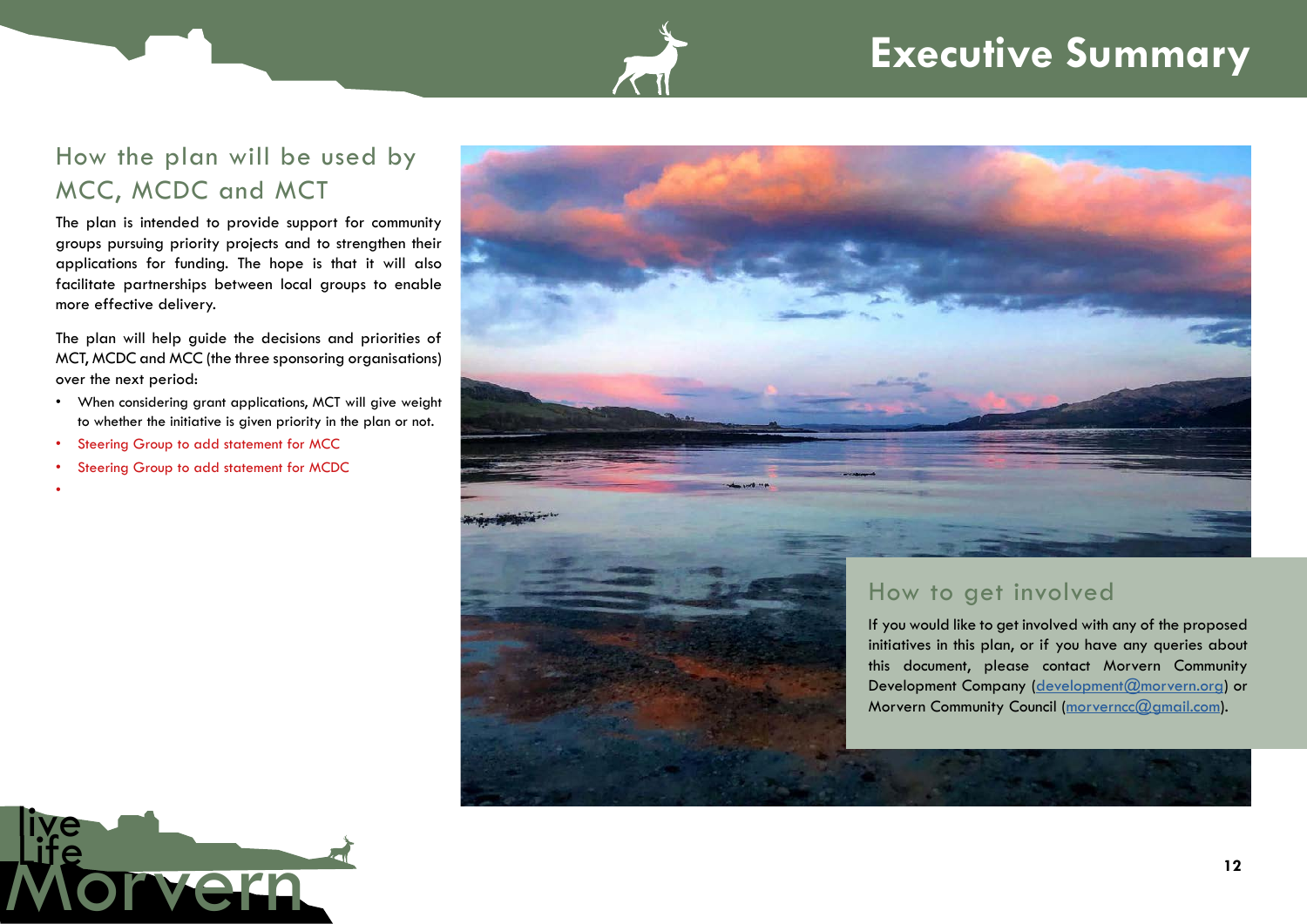# Executive Summary

## How the plan will be used by MCC, MCDC and MCT

The plan is intended to provide support for community groups pursuing priority projects and to strengthen their applications for funding. The hope is that it will also facilitate partnerships between local groups to enable more effective delivery.

The plan will help guide the decisions and priorities of MCT, MCDC and MCC (the three sponsoring organisations) over the next period:

- When considering grant applications, MCT will give weight to whether the initiative is given priority in the plan or not.
- Steering Group to add statement for MCC
- Steering Group to add statement for MCDC
-

## How to get involved

If you would like to get involved with any of the proposed initiatives in this plan, or if you have any queries about this document, please contact Morvern Community Development Company (development@morvern.org) or Morvern Community Council (morverncc@gmail.com).

live Life Morvern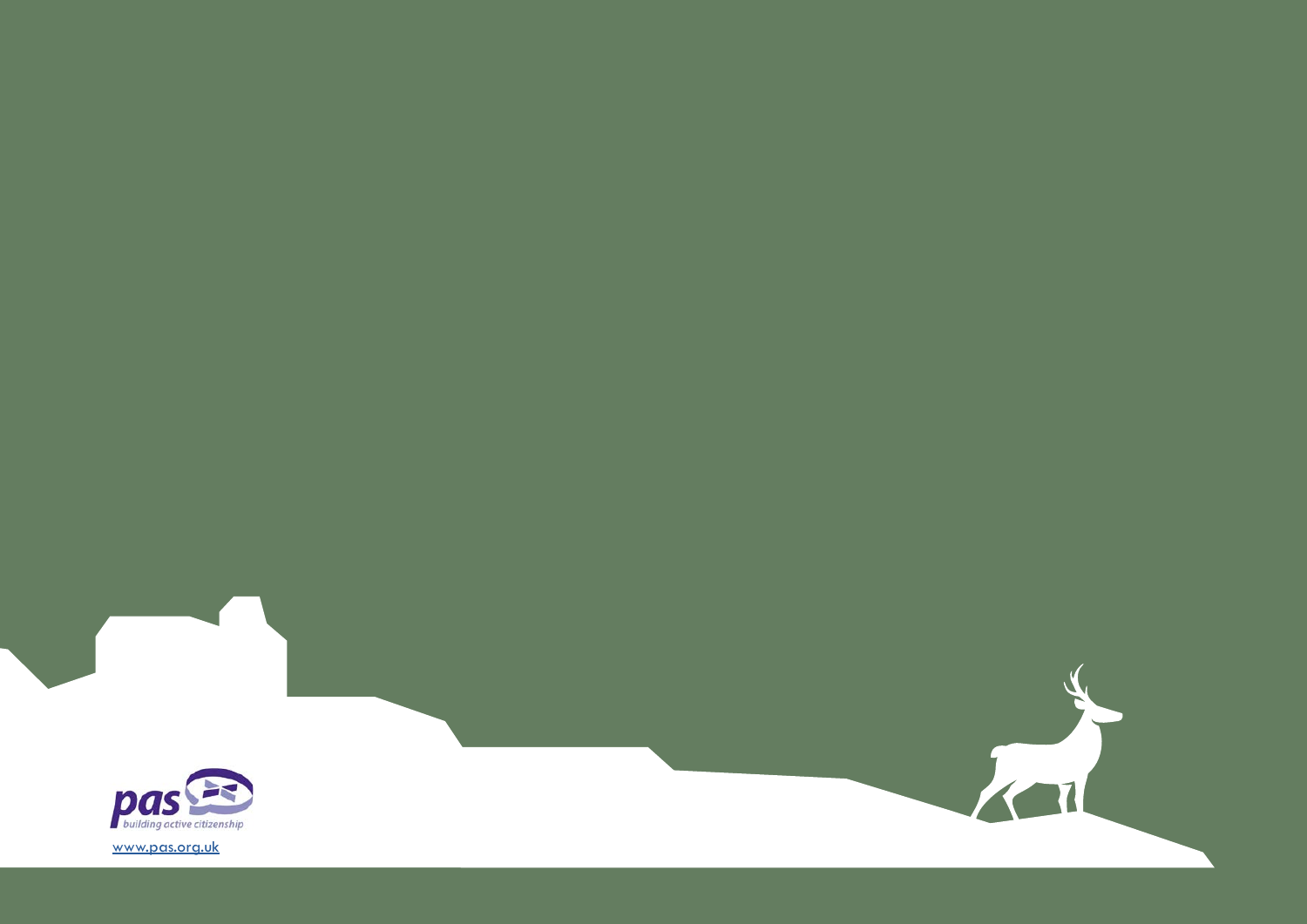pas

building active citizenship

www.pas.org.uk